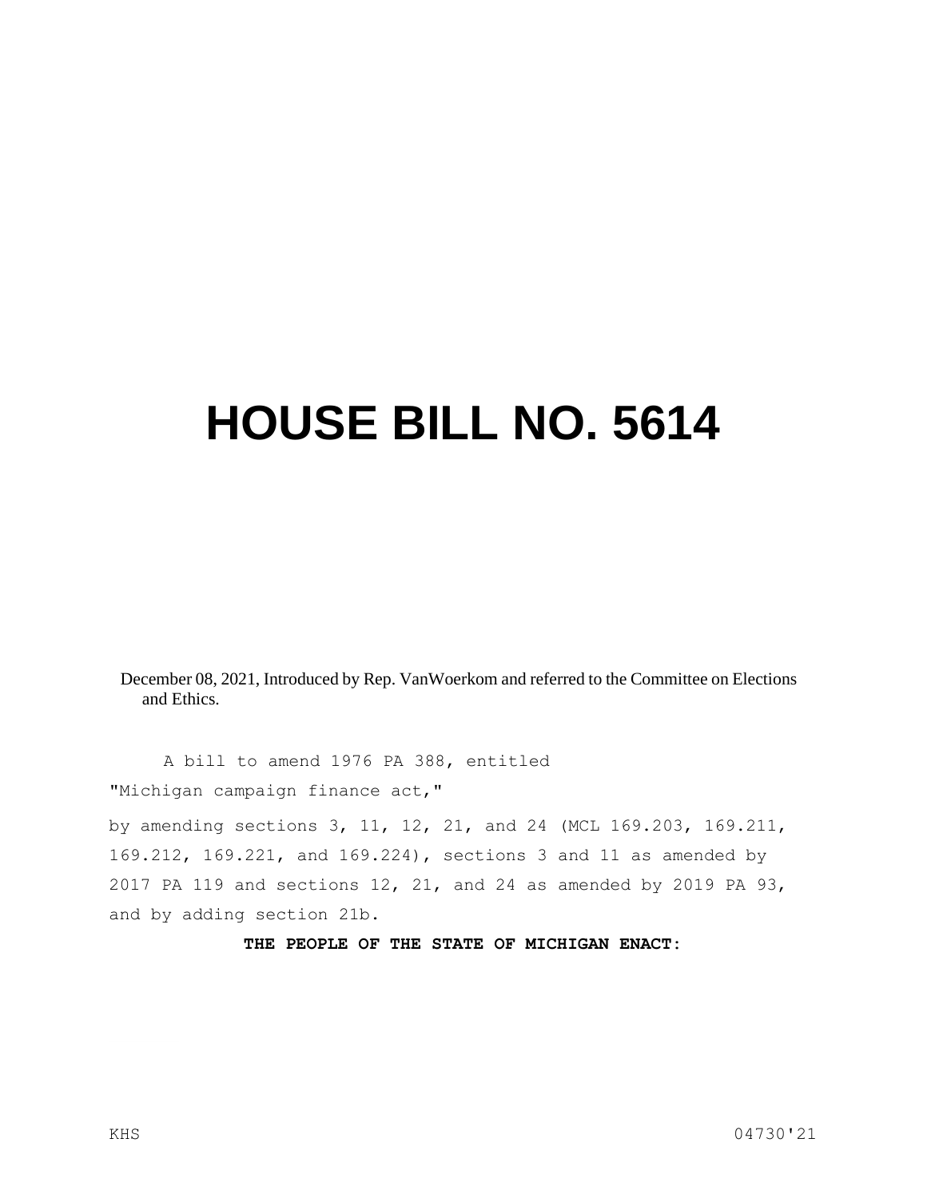# HOUSE BILL NO. 5614

December 08, 2021, Introduced by Rep. VanWoerkom and referred to the Committee on Elections and Ethics.

A bill to amend 1976 PA 388, entitled

"Michigan campaign finance act,"

by amending sections 3, 11, 12, 21, and 24 (MCL 169.203, 169.211, 169.212, 169.221, and 169.224), sections 3 and 11 as amended by 2017 PA 119 and sections 12, 21, and 24 as amended by 2019 PA 93, and by adding section 21b.

**THE PEOPLE OF THE STATE OF MICHIGAN ENACT:**

KHS 04730'21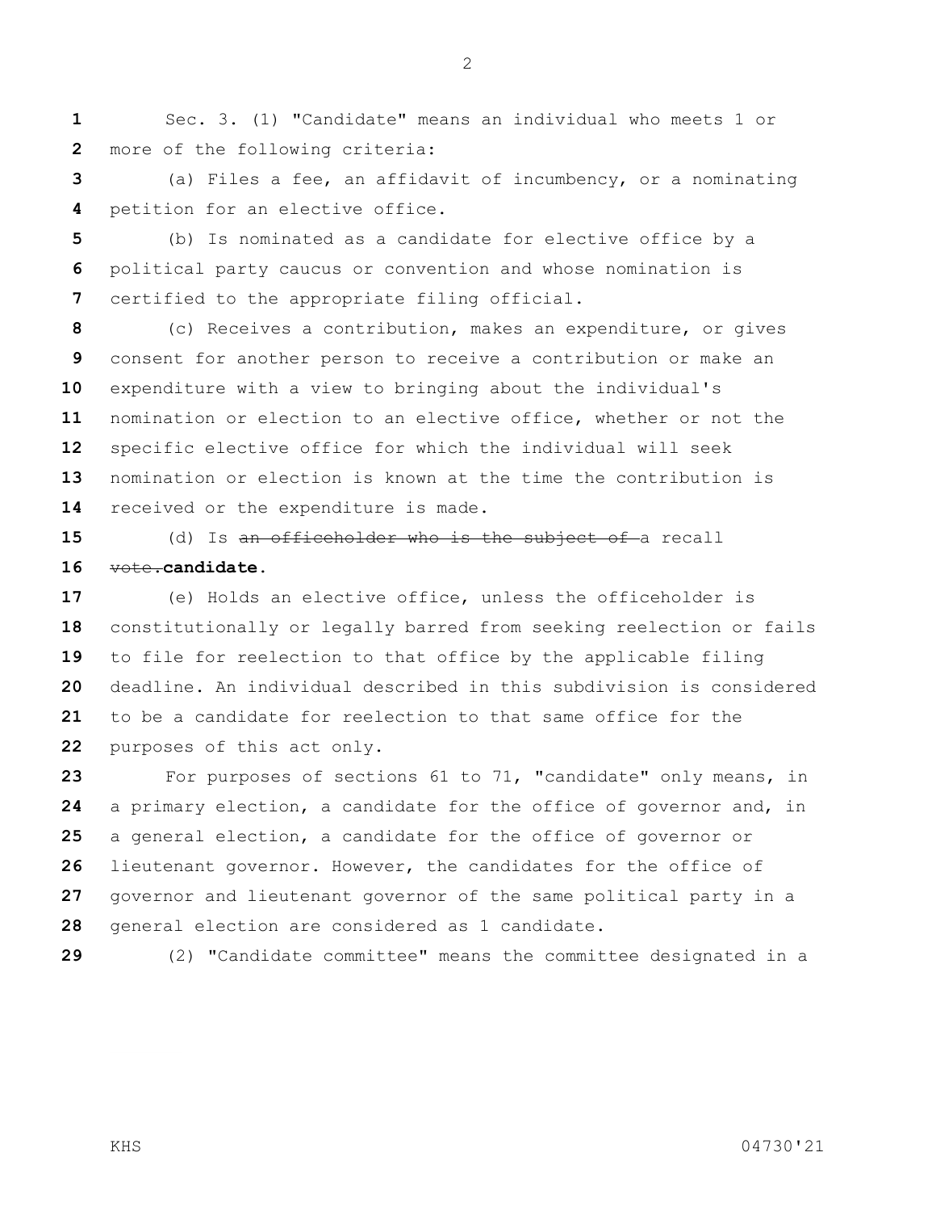Sec. 3. (1) "Candidate" means an individual who meets 1 or more of the following criteria:

(a) Files a fee, an affidavit of incumbency, or a nominating petition for an elective office.

(b) Is nominated as a candidate for elective office by a political party caucus or convention and whose nomination is certified to the appropriate filing official.

(c) Receives a contribution, makes an expenditure, or gives consent for another person to receive a contribution or make an expenditure with a view to bringing about the individual's nomination or election to an elective office, whether or not the specific elective office for which the individual will seek nomination or election is known at the time the contribution is received or the expenditure is made.

(d) Is ~~an officeholder who is the subject of~~ a recall ~~vote.~~**candidate.**

(e) Holds an elective office, unless the officeholder is constitutionally or legally barred from seeking reelection or fails to file for reelection to that office by the applicable filing deadline. An individual described in this subdivision is considered to be a candidate for reelection to that same office for the purposes of this act only.

For purposes of sections 61 to 71, "candidate" only means, in a primary election, a candidate for the office of governor and, in a general election, a candidate for the office of governor or lieutenant governor. However, the candidates for the office of governor and lieutenant governor of the same political party in a general election are considered as 1 candidate.

(2) "Candidate committee" means the committee designated in a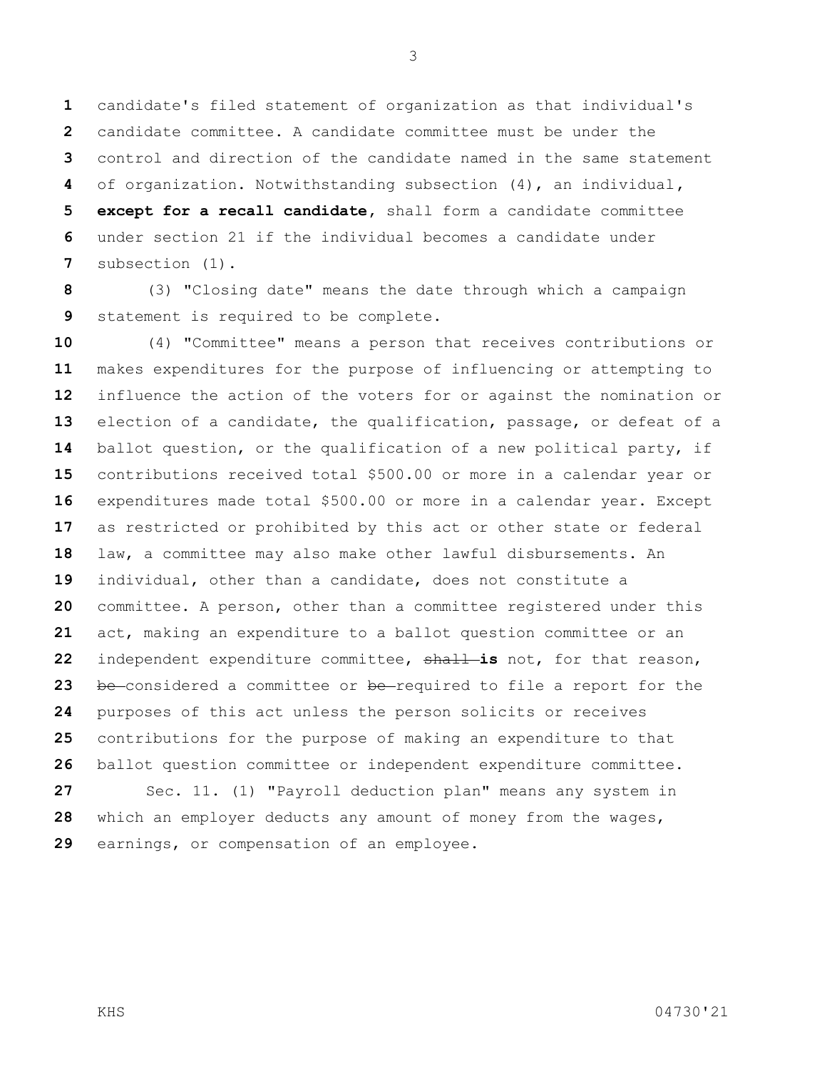candidate's filed statement of organization as that individual's candidate committee. A candidate committee must be under the control and direction of the candidate named in the same statement of organization. Notwithstanding subsection (4), an individual, **except for a recall candidate**, shall form a candidate committee under section 21 if the individual becomes a candidate under subsection (1).

(3) "Closing date" means the date through which a campaign statement is required to be complete.

(4) "Committee" means a person that receives contributions or makes expenditures for the purpose of influencing or attempting to influence the action of the voters for or against the nomination or election of a candidate, the qualification, passage, or defeat of a ballot question, or the qualification of a new political party, if contributions received total $500.00 or more in a calendar year or expenditures made total $500.00 or more in a calendar year. Except as restricted or prohibited by this act or other state or federal law, a committee may also make other lawful disbursements. An individual, other than a candidate, does not constitute a committee. A person, other than a committee registered under this act, making an expenditure to a ballot question committee or an independent expenditure committee, ~~shall~~ **is** not, for that reason, ~~be~~ considered a committee or ~~be~~ required to file a report for the purposes of this act unless the person solicits or receives contributions for the purpose of making an expenditure to that ballot question committee or independent expenditure committee.

Sec. 11. (1) "Payroll deduction plan" means any system in which an employer deducts any amount of money from the wages, earnings, or compensation of an employee.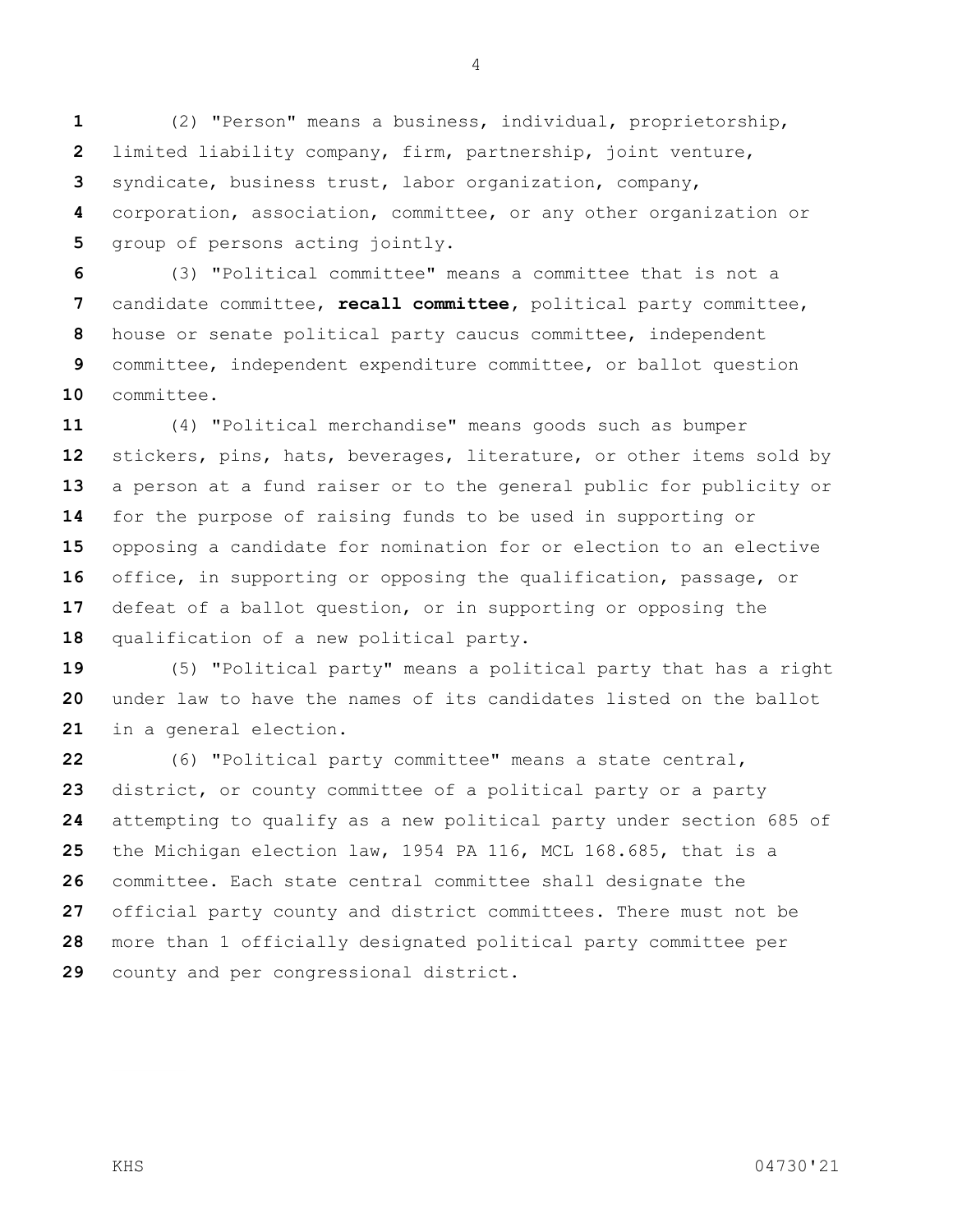(2) "Person" means a business, individual, proprietorship, limited liability company, firm, partnership, joint venture, syndicate, business trust, labor organization, company, corporation, association, committee, or any other organization or group of persons acting jointly.

(3) "Political committee" means a committee that is not a candidate committee, **recall committee**, political party committee, house or senate political party caucus committee, independent committee, independent expenditure committee, or ballot question committee.

(4) "Political merchandise" means goods such as bumper stickers, pins, hats, beverages, literature, or other items sold by a person at a fund raiser or to the general public for publicity or for the purpose of raising funds to be used in supporting or opposing a candidate for nomination for or election to an elective office, in supporting or opposing the qualification, passage, or defeat of a ballot question, or in supporting or opposing the qualification of a new political party.

(5) "Political party" means a political party that has a right under law to have the names of its candidates listed on the ballot in a general election.

(6) "Political party committee" means a state central, district, or county committee of a political party or a party attempting to qualify as a new political party under section 685 of the Michigan election law, 1954 PA 116, MCL 168.685, that is a committee. Each state central committee shall designate the official party county and district committees. There must not be more than 1 officially designated political party committee per county and per congressional district.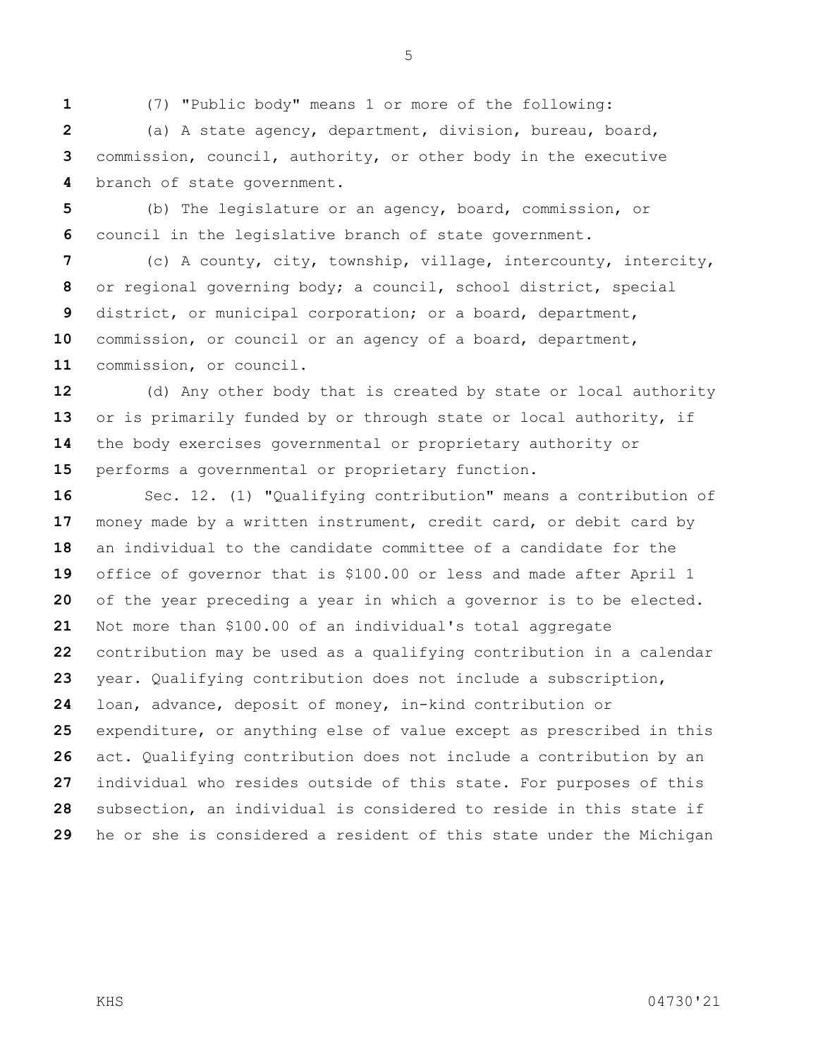(7) "Public body" means 1 or more of the following:

(a) A state agency, department, division, bureau, board, commission, council, authority, or other body in the executive branch of state government.

(b) The legislature or an agency, board, commission, or council in the legislative branch of state government.

(c) A county, city, township, village, intercounty, intercity, or regional governing body; a council, school district, special district, or municipal corporation; or a board, department, commission, or council or an agency of a board, department, commission, or council.

(d) Any other body that is created by state or local authority or is primarily funded by or through state or local authority, if the body exercises governmental or proprietary authority or performs a governmental or proprietary function.

Sec. 12. (1) "Qualifying contribution" means a contribution of money made by a written instrument, credit card, or debit card by an individual to the candidate committee of a candidate for the office of governor that is $100.00 or less and made after April 1 of the year preceding a year in which a governor is to be elected. Not more than $100.00 of an individual's total aggregate contribution may be used as a qualifying contribution in a calendar year. Qualifying contribution does not include a subscription, loan, advance, deposit of money, in-kind contribution or expenditure, or anything else of value except as prescribed in this act. Qualifying contribution does not include a contribution by an individual who resides outside of this state. For purposes of this subsection, an individual is considered to reside in this state if he or she is considered a resident of this state under the Michigan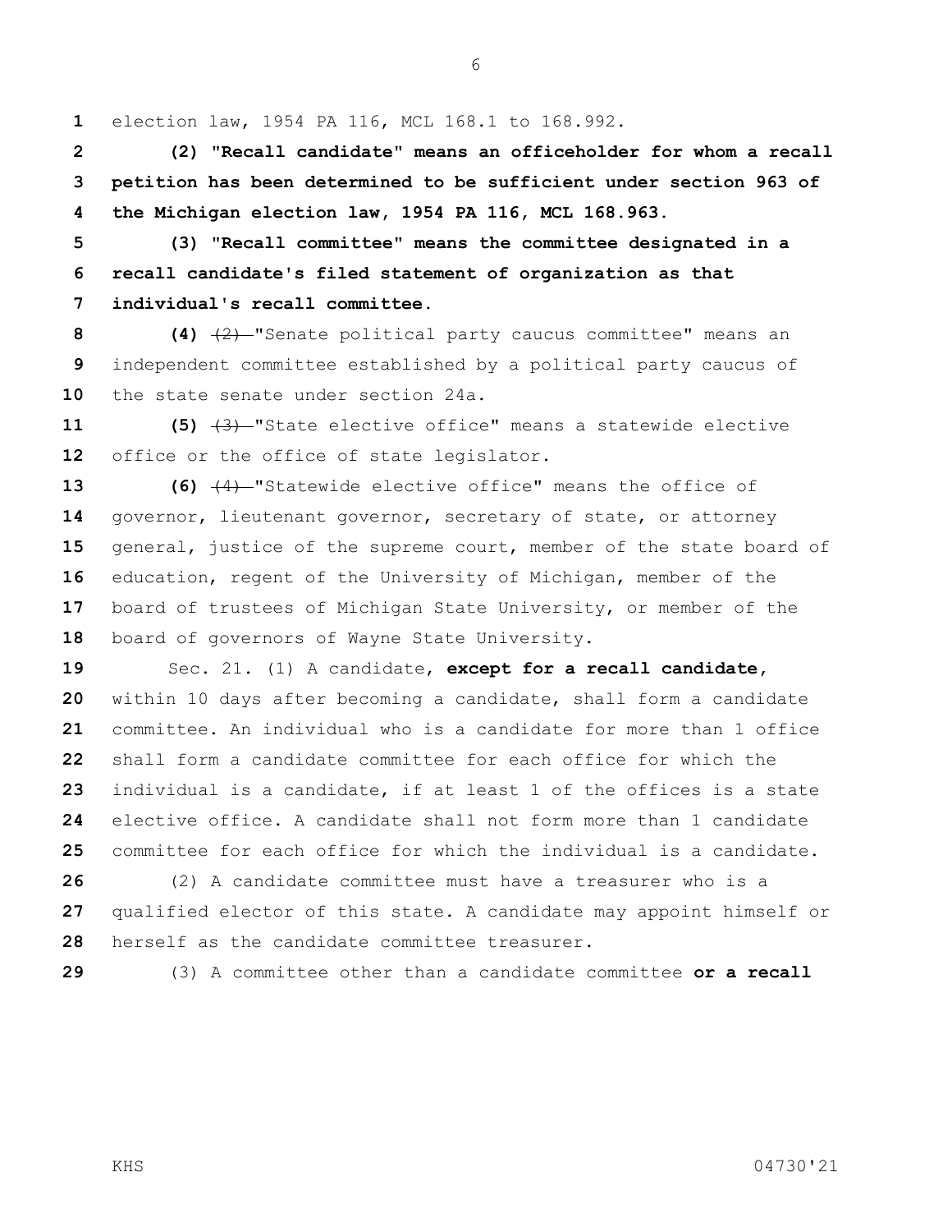election law, 1954 PA 116, MCL 168.1 to 168.992.

**(2) "Recall candidate" means an officeholder for whom a recall petition has been determined to be sufficient under section 963 of the Michigan election law, 1954 PA 116, MCL 168.963.**

**(3) "Recall committee" means the committee designated in a recall candidate's filed statement of organization as that individual's recall committee.**

**(4)** ~~(2)~~ "Senate political party caucus committee" means an independent committee established by a political party caucus of the state senate under section 24a.

**(5)** ~~(3)~~ "State elective office" means a statewide elective office or the office of state legislator.

**(6)** ~~(4)~~ "Statewide elective office" means the office of governor, lieutenant governor, secretary of state, or attorney general, justice of the supreme court, member of the state board of education, regent of the University of Michigan, member of the board of trustees of Michigan State University, or member of the board of governors of Wayne State University.

Sec. 21. (1) A candidate**, except for a recall candidate,** within 10 days after becoming a candidate, shall form a candidate committee. An individual who is a candidate for more than 1 office shall form a candidate committee for each office for which the individual is a candidate, if at least 1 of the offices is a state elective office. A candidate shall not form more than 1 candidate committee for each office for which the individual is a candidate.

(2) A candidate committee must have a treasurer who is a qualified elector of this state. A candidate may appoint himself or herself as the candidate committee treasurer.

(3) A committee other than a candidate committee **or a recall**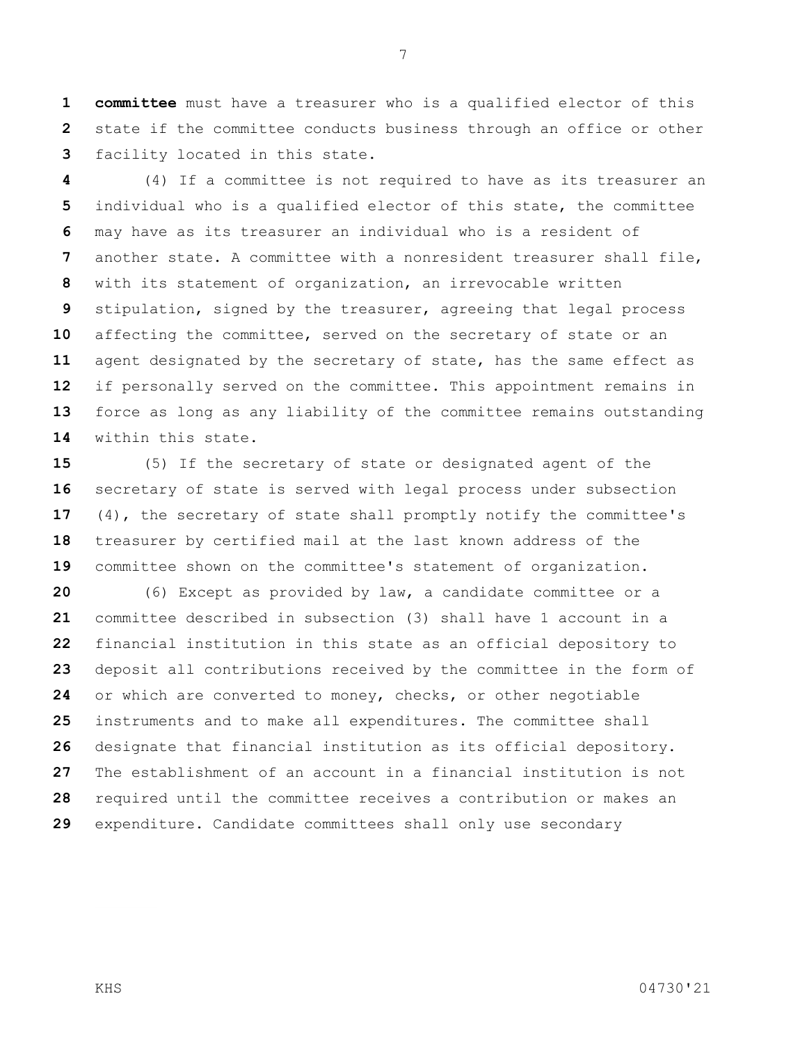**committee** must have a treasurer who is a qualified elector of this state if the committee conducts business through an office or other facility located in this state.

(4) If a committee is not required to have as its treasurer an individual who is a qualified elector of this state, the committee may have as its treasurer an individual who is a resident of another state. A committee with a nonresident treasurer shall file, with its statement of organization, an irrevocable written stipulation, signed by the treasurer, agreeing that legal process affecting the committee, served on the secretary of state or an agent designated by the secretary of state, has the same effect as if personally served on the committee. This appointment remains in force as long as any liability of the committee remains outstanding within this state.

(5) If the secretary of state or designated agent of the secretary of state is served with legal process under subsection (4), the secretary of state shall promptly notify the committee's treasurer by certified mail at the last known address of the committee shown on the committee's statement of organization.

(6) Except as provided by law, a candidate committee or a committee described in subsection (3) shall have 1 account in a financial institution in this state as an official depository to deposit all contributions received by the committee in the form of or which are converted to money, checks, or other negotiable instruments and to make all expenditures. The committee shall designate that financial institution as its official depository. The establishment of an account in a financial institution is not required until the committee receives a contribution or makes an expenditure. Candidate committees shall only use secondary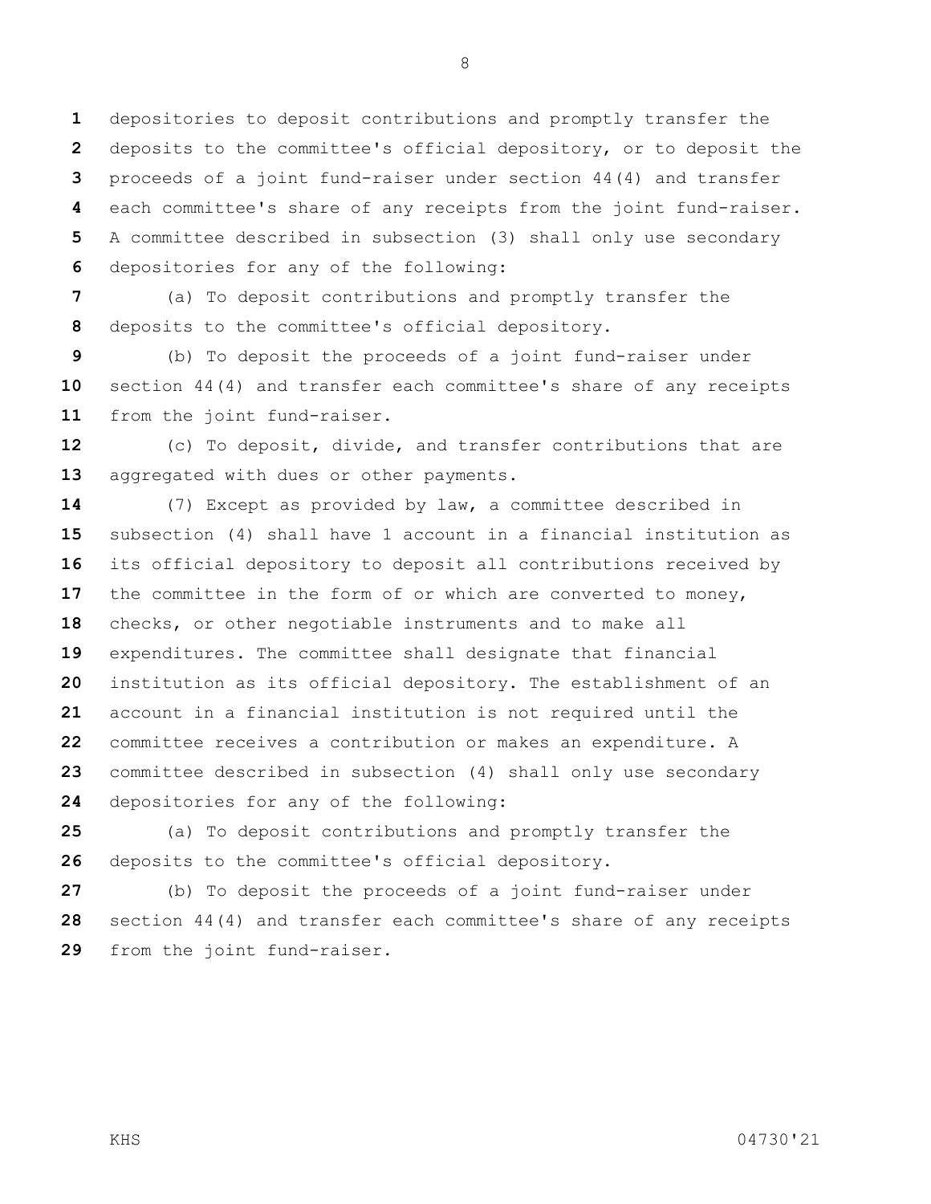depositories to deposit contributions and promptly transfer the deposits to the committee's official depository, or to deposit the proceeds of a joint fund-raiser under section 44(4) and transfer each committee's share of any receipts from the joint fund-raiser. A committee described in subsection (3) shall only use secondary depositories for any of the following:

(a) To deposit contributions and promptly transfer the deposits to the committee's official depository.

(b) To deposit the proceeds of a joint fund-raiser under section 44(4) and transfer each committee's share of any receipts from the joint fund-raiser.

(c) To deposit, divide, and transfer contributions that are aggregated with dues or other payments.

(7) Except as provided by law, a committee described in subsection (4) shall have 1 account in a financial institution as its official depository to deposit all contributions received by the committee in the form of or which are converted to money, checks, or other negotiable instruments and to make all expenditures. The committee shall designate that financial institution as its official depository. The establishment of an account in a financial institution is not required until the committee receives a contribution or makes an expenditure. A committee described in subsection (4) shall only use secondary depositories for any of the following:

(a) To deposit contributions and promptly transfer the deposits to the committee's official depository.

(b) To deposit the proceeds of a joint fund-raiser under section 44(4) and transfer each committee's share of any receipts from the joint fund-raiser.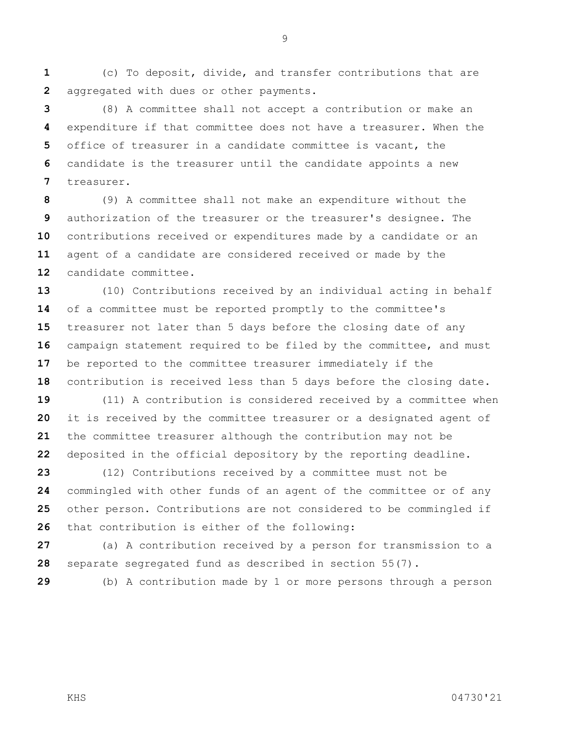(c) To deposit, divide, and transfer contributions that are aggregated with dues or other payments.

(8) A committee shall not accept a contribution or make an expenditure if that committee does not have a treasurer. When the office of treasurer in a candidate committee is vacant, the candidate is the treasurer until the candidate appoints a new treasurer.

(9) A committee shall not make an expenditure without the authorization of the treasurer or the treasurer's designee. The contributions received or expenditures made by a candidate or an agent of a candidate are considered received or made by the candidate committee.

(10) Contributions received by an individual acting in behalf of a committee must be reported promptly to the committee's treasurer not later than 5 days before the closing date of any campaign statement required to be filed by the committee, and must be reported to the committee treasurer immediately if the contribution is received less than 5 days before the closing date.

(11) A contribution is considered received by a committee when it is received by the committee treasurer or a designated agent of the committee treasurer although the contribution may not be deposited in the official depository by the reporting deadline.

(12) Contributions received by a committee must not be commingled with other funds of an agent of the committee or of any other person. Contributions are not considered to be commingled if that contribution is either of the following:

(a) A contribution received by a person for transmission to a separate segregated fund as described in section 55(7).

(b) A contribution made by 1 or more persons through a person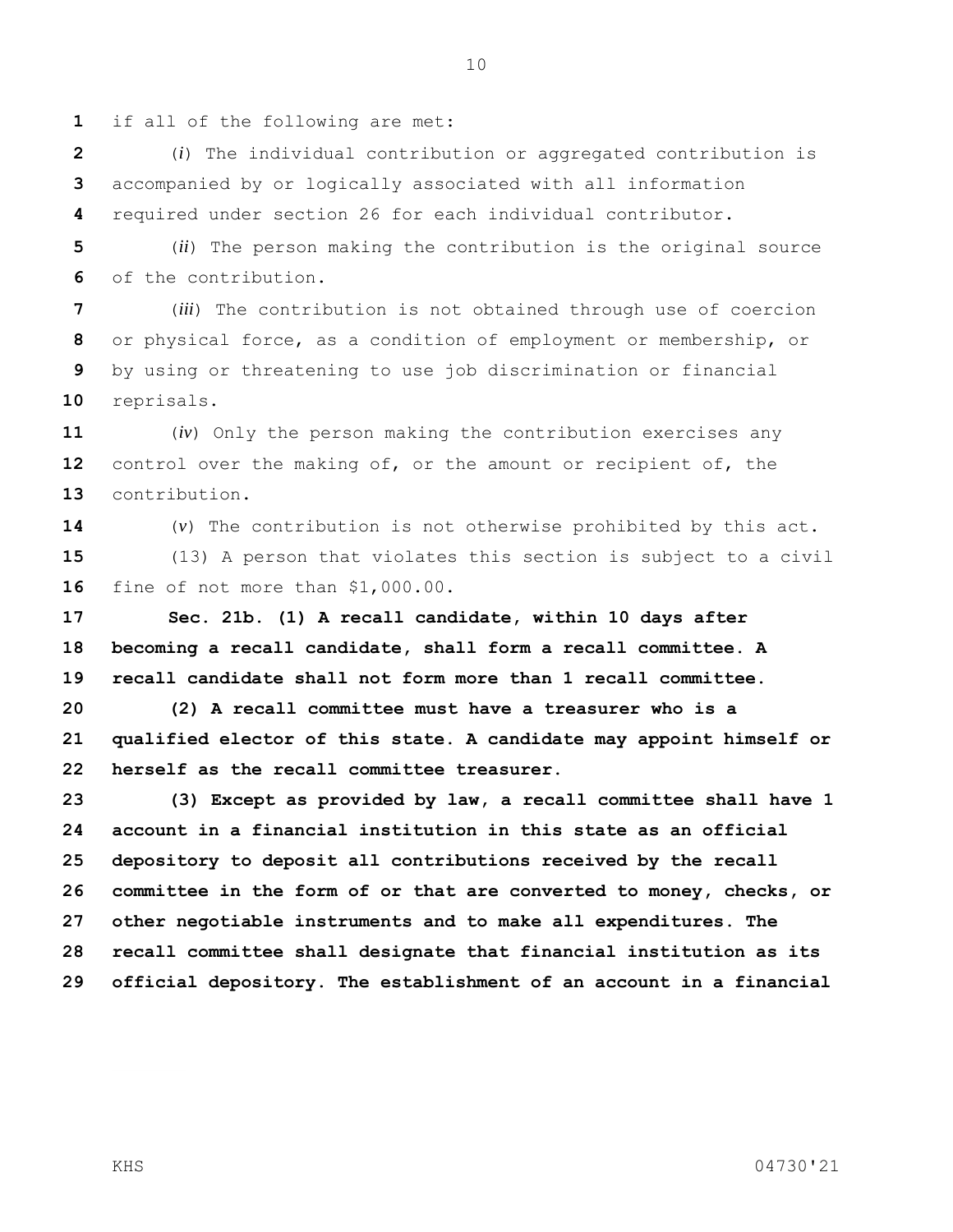if all of the following are met:

(*i*) The individual contribution or aggregated contribution is accompanied by or logically associated with all information required under section 26 for each individual contributor.

(*ii*) The person making the contribution is the original source of the contribution.

(*iii*) The contribution is not obtained through use of coercion or physical force, as a condition of employment or membership, or by using or threatening to use job discrimination or financial reprisals.

(*iv*) Only the person making the contribution exercises any control over the making of, or the amount or recipient of, the contribution.

(*v*) The contribution is not otherwise prohibited by this act.

(13) A person that violates this section is subject to a civil fine of not more than $1,000.00.

**Sec. 21b. (1) A recall candidate, within 10 days after becoming a recall candidate, shall form a recall committee. A recall candidate shall not form more than 1 recall committee.**

**(2) A recall committee must have a treasurer who is a qualified elector of this state. A candidate may appoint himself or herself as the recall committee treasurer.**

**(3) Except as provided by law, a recall committee shall have 1 account in a financial institution in this state as an official depository to deposit all contributions received by the recall committee in the form of or that are converted to money, checks, or other negotiable instruments and to make all expenditures. The recall committee shall designate that financial institution as its official depository. The establishment of an account in a financial**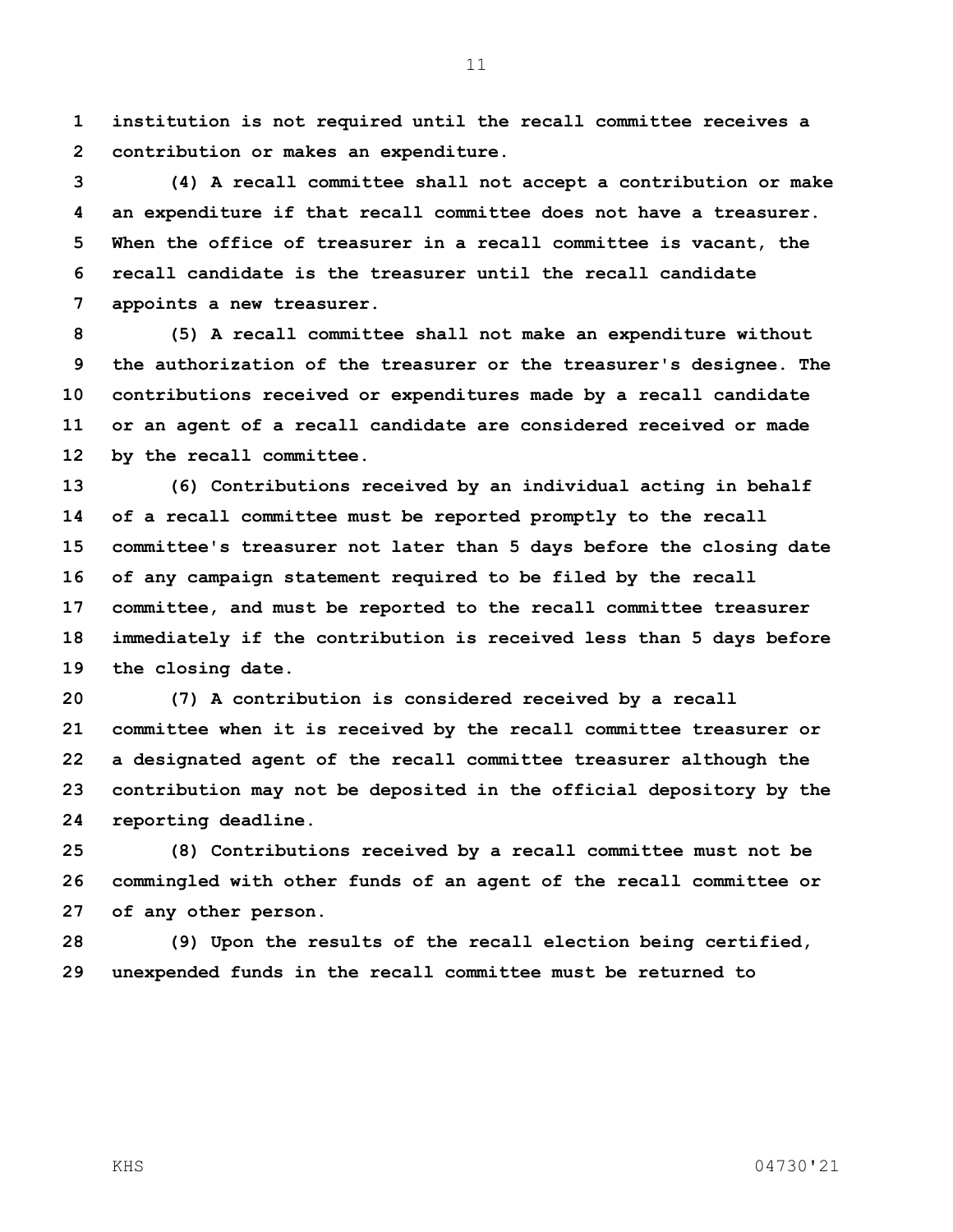**institution is not required until the recall committee receives a contribution or makes an expenditure.**

**(4) A recall committee shall not accept a contribution or make an expenditure if that recall committee does not have a treasurer. When the office of treasurer in a recall committee is vacant, the recall candidate is the treasurer until the recall candidate appoints a new treasurer.**

**(5) A recall committee shall not make an expenditure without the authorization of the treasurer or the treasurer's designee. The contributions received or expenditures made by a recall candidate or an agent of a recall candidate are considered received or made by the recall committee.**

**(6) Contributions received by an individual acting in behalf of a recall committee must be reported promptly to the recall committee's treasurer not later than 5 days before the closing date of any campaign statement required to be filed by the recall committee, and must be reported to the recall committee treasurer immediately if the contribution is received less than 5 days before the closing date.**

**(7) A contribution is considered received by a recall committee when it is received by the recall committee treasurer or a designated agent of the recall committee treasurer although the contribution may not be deposited in the official depository by the reporting deadline.**

**(8) Contributions received by a recall committee must not be commingled with other funds of an agent of the recall committee or of any other person.**

**(9) Upon the results of the recall election being certified, unexpended funds in the recall committee must be returned to**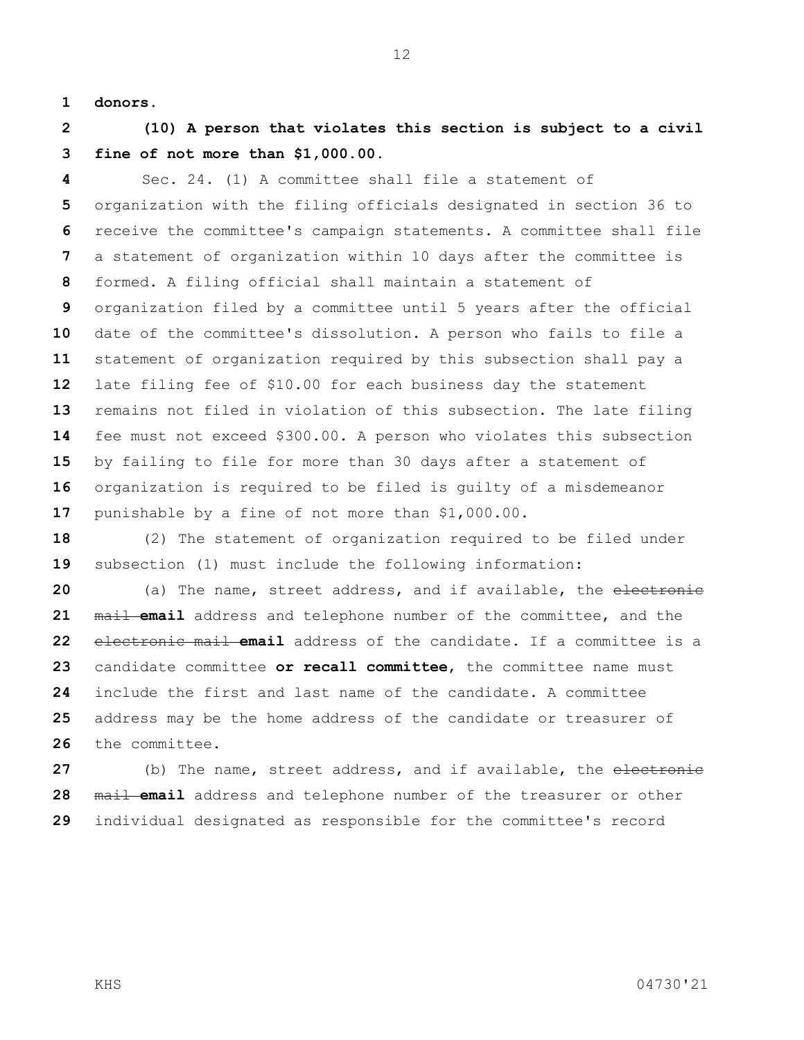**donors.**

**(10) A person that violates this section is subject to a civil fine of not more than $1,000.00.**

Sec. 24. (1) A committee shall file a statement of organization with the filing officials designated in section 36 to receive the committee's campaign statements. A committee shall file a statement of organization within 10 days after the committee is formed. A filing official shall maintain a statement of organization filed by a committee until 5 years after the official date of the committee's dissolution. A person who fails to file a statement of organization required by this subsection shall pay a late filing fee of $10.00 for each business day the statement remains not filed in violation of this subsection. The late filing fee must not exceed $300.00. A person who violates this subsection by failing to file for more than 30 days after a statement of organization is required to be filed is guilty of a misdemeanor punishable by a fine of not more than $1,000.00.

(2) The statement of organization required to be filed under subsection (1) must include the following information:

(a) The name, street address, and if available, the ~~electronic mail~~ **email** address and telephone number of the committee, and the ~~electronic mail~~ **email** address of the candidate. If a committee is a candidate committee **or recall committee**, the committee name must include the first and last name of the candidate. A committee address may be the home address of the candidate or treasurer of the committee.

(b) The name, street address, and if available, the ~~electronic mail~~ **email** address and telephone number of the treasurer or other individual designated as responsible for the committee's record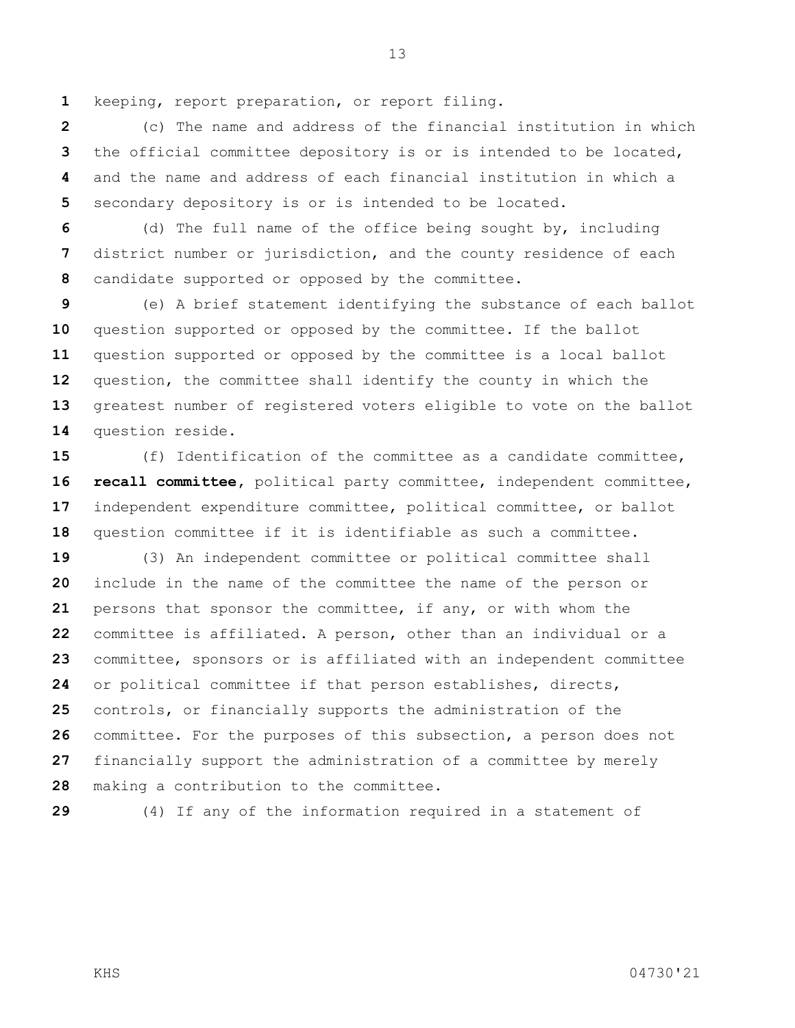keeping, report preparation, or report filing.

(c) The name and address of the financial institution in which the official committee depository is or is intended to be located, and the name and address of each financial institution in which a secondary depository is or is intended to be located.

(d) The full name of the office being sought by, including district number or jurisdiction, and the county residence of each candidate supported or opposed by the committee.

(e) A brief statement identifying the substance of each ballot question supported or opposed by the committee. If the ballot question supported or opposed by the committee is a local ballot question, the committee shall identify the county in which the greatest number of registered voters eligible to vote on the ballot question reside.

(f) Identification of the committee as a candidate committee, **recall committee**, political party committee, independent committee, independent expenditure committee, political committee, or ballot question committee if it is identifiable as such a committee.

(3) An independent committee or political committee shall include in the name of the committee the name of the person or persons that sponsor the committee, if any, or with whom the committee is affiliated. A person, other than an individual or a committee, sponsors or is affiliated with an independent committee or political committee if that person establishes, directs, controls, or financially supports the administration of the committee. For the purposes of this subsection, a person does not financially support the administration of a committee by merely making a contribution to the committee.

(4) If any of the information required in a statement of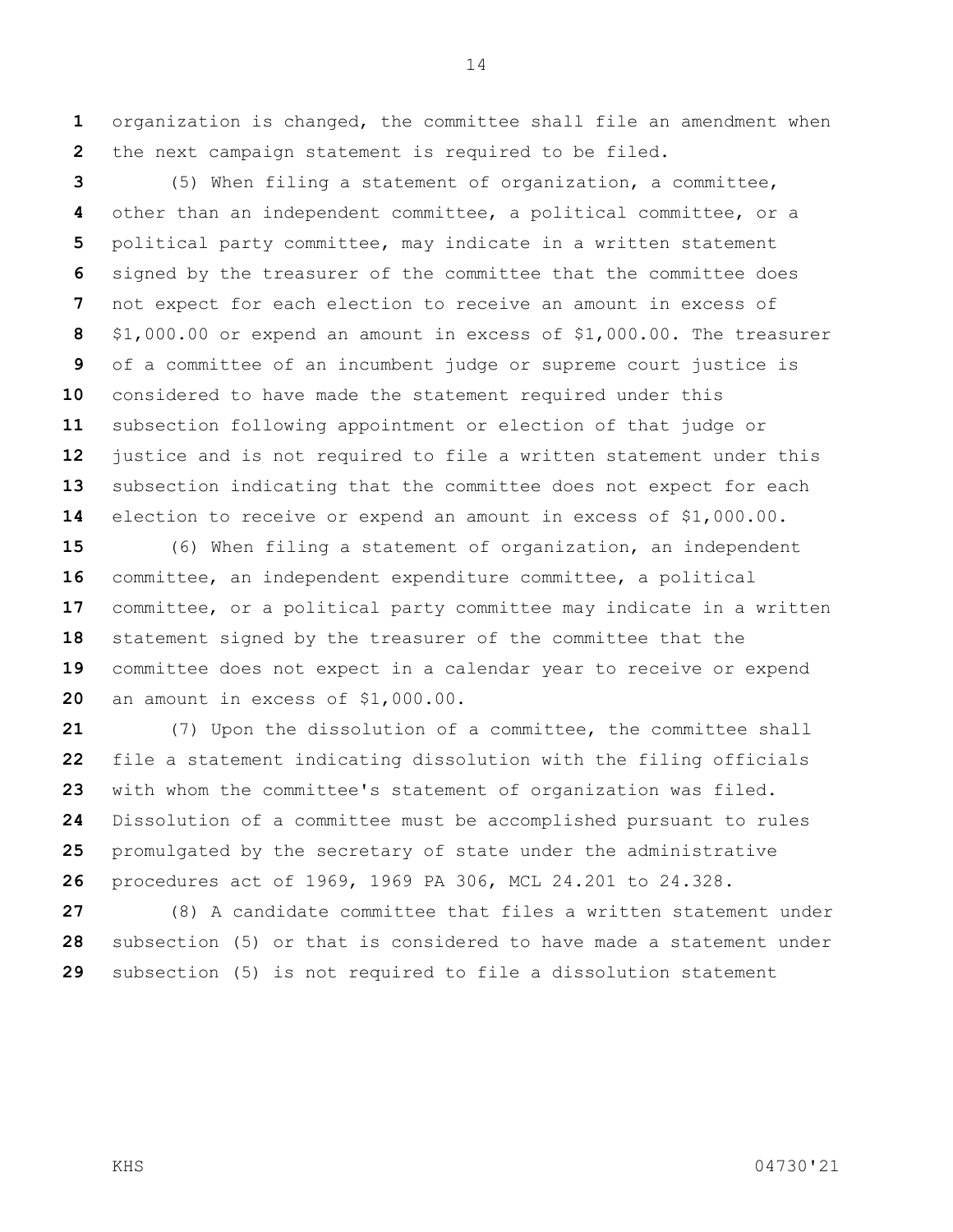organization is changed, the committee shall file an amendment when the next campaign statement is required to be filed.

(5) When filing a statement of organization, a committee, other than an independent committee, a political committee, or a political party committee, may indicate in a written statement signed by the treasurer of the committee that the committee does not expect for each election to receive an amount in excess of $1,000.00 or expend an amount in excess of $1,000.00. The treasurer of a committee of an incumbent judge or supreme court justice is considered to have made the statement required under this subsection following appointment or election of that judge or justice and is not required to file a written statement under this subsection indicating that the committee does not expect for each election to receive or expend an amount in excess of $1,000.00.

(6) When filing a statement of organization, an independent committee, an independent expenditure committee, a political committee, or a political party committee may indicate in a written statement signed by the treasurer of the committee that the committee does not expect in a calendar year to receive or expend an amount in excess of $1,000.00.

(7) Upon the dissolution of a committee, the committee shall file a statement indicating dissolution with the filing officials with whom the committee's statement of organization was filed. Dissolution of a committee must be accomplished pursuant to rules promulgated by the secretary of state under the administrative procedures act of 1969, 1969 PA 306, MCL 24.201 to 24.328.

(8) A candidate committee that files a written statement under subsection (5) or that is considered to have made a statement under subsection (5) is not required to file a dissolution statement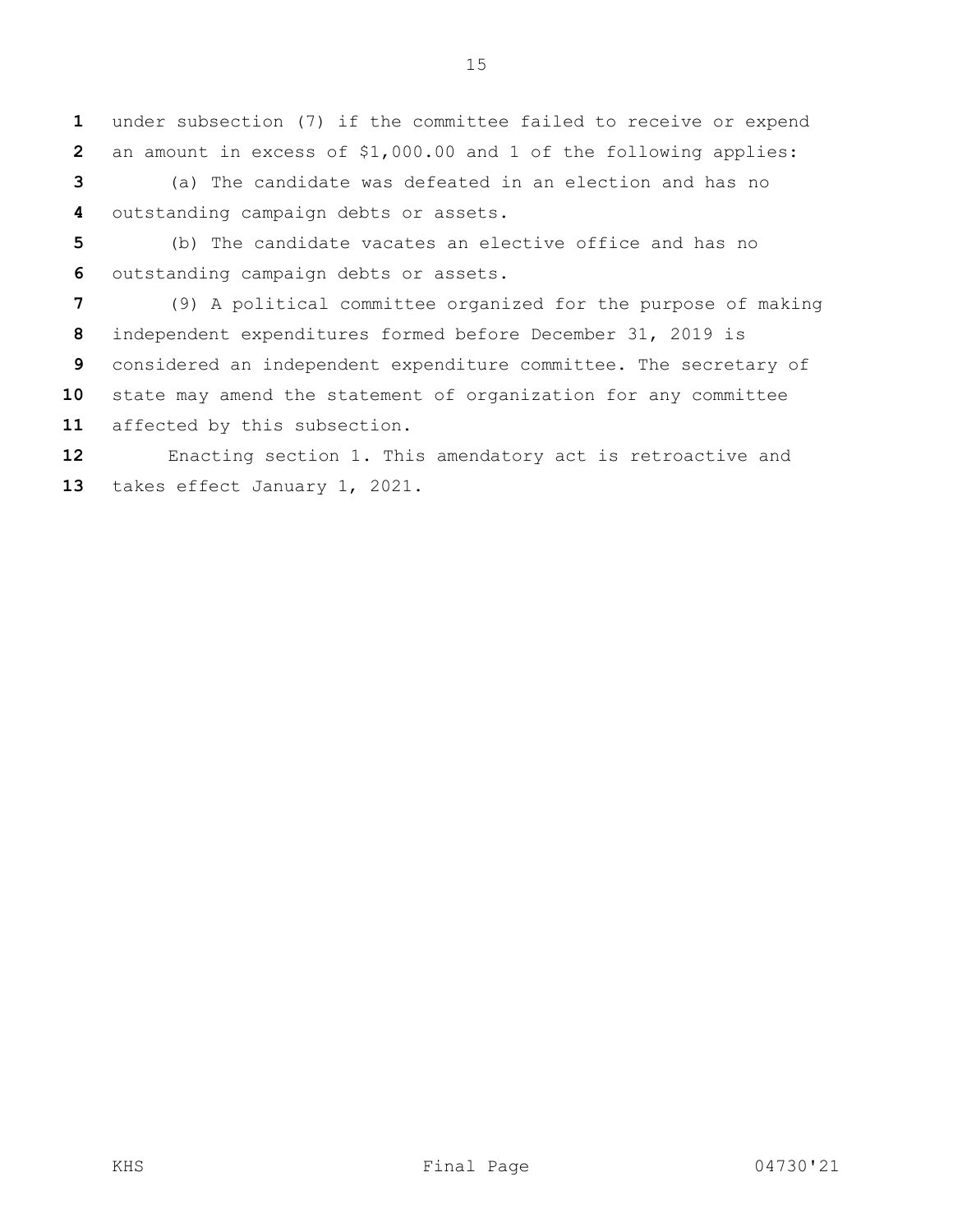under subsection (7) if the committee failed to receive or expend an amount in excess of $1,000.00 and 1 of the following applies:

(a) The candidate was defeated in an election and has no outstanding campaign debts or assets.

(b) The candidate vacates an elective office and has no outstanding campaign debts or assets.

(9) A political committee organized for the purpose of making independent expenditures formed before December 31, 2019 is considered an independent expenditure committee. The secretary of state may amend the statement of organization for any committee affected by this subsection.

Enacting section 1. This amendatory act is retroactive and takes effect January 1, 2021.

KHS Final Page 04730'21